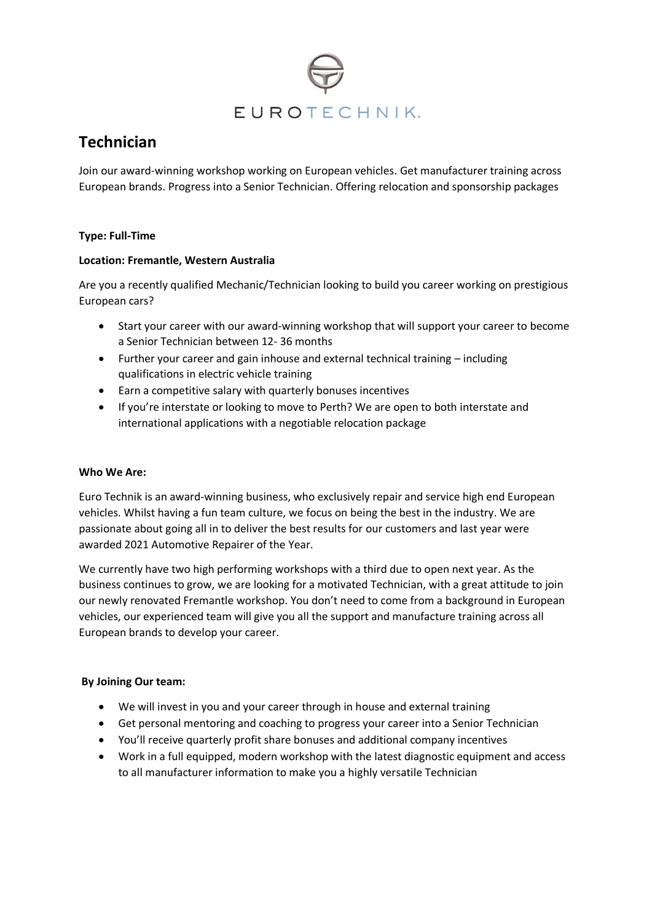EUROTECHNIK.

# Technician

Join our award-winning workshop working on European vehicles. Get manufacturer training across European brands. Progress into a Senior Technician. Offering relocation and sponsorship packages

**Type: Full-Time**

**Location: Fremantle, Western Australia**

Are you a recently qualified Mechanic/Technician looking to build you career working on prestigious European cars?

- Start your career with our award-winning workshop that will support your career to become a Senior Technician between 12- 36 months
- Further your career and gain inhouse and external technical training – including qualifications in electric vehicle training
- Earn a competitive salary with quarterly bonuses incentives
- If you're interstate or looking to move to Perth? We are open to both interstate and international applications with a negotiable relocation package

**Who We Are:**

Euro Technik is an award-winning business, who exclusively repair and service high end European vehicles. Whilst having a fun team culture, we focus on being the best in the industry. We are passionate about going all in to deliver the best results for our customers and last year were awarded 2021 Automotive Repairer of the Year.

We currently have two high performing workshops with a third due to open next year. As the business continues to grow, we are looking for a motivated Technician, with a great attitude to join our newly renovated Fremantle workshop. You don't need to come from a background in European vehicles, our experienced team will give you all the support and manufacture training across all European brands to develop your career.

**By Joining Our team:**

- We will invest in you and your career through in house and external training
- Get personal mentoring and coaching to progress your career into a Senior Technician
- You'll receive quarterly profit share bonuses and additional company incentives
- Work in a full equipped, modern workshop with the latest diagnostic equipment and access to all manufacturer information to make you a highly versatile Technician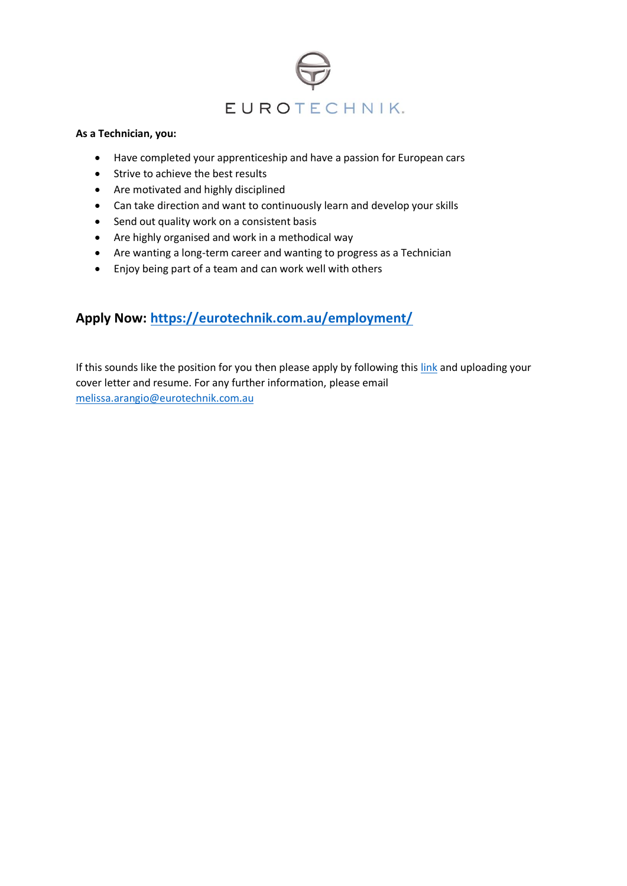EUROTECHNIK.

**As a Technician, you:**

- Have completed your apprenticeship and have a passion for European cars
- Strive to achieve the best results
- Are motivated and highly disciplined
- Can take direction and want to continuously learn and develop your skills
- Send out quality work on a consistent basis
- Are highly organised and work in a methodical way
- Are wanting a long-term career and wanting to progress as a Technician
- Enjoy being part of a team and can work well with others

## Apply Now: [https://eurotechnik.com.au/employment/](https://eurotechnik.com.au/employment/)

If this sounds like the position for you then please apply by following this link and uploading your cover letter and resume. For any further information, please email melissa.arangio@eurotechnik.com.au